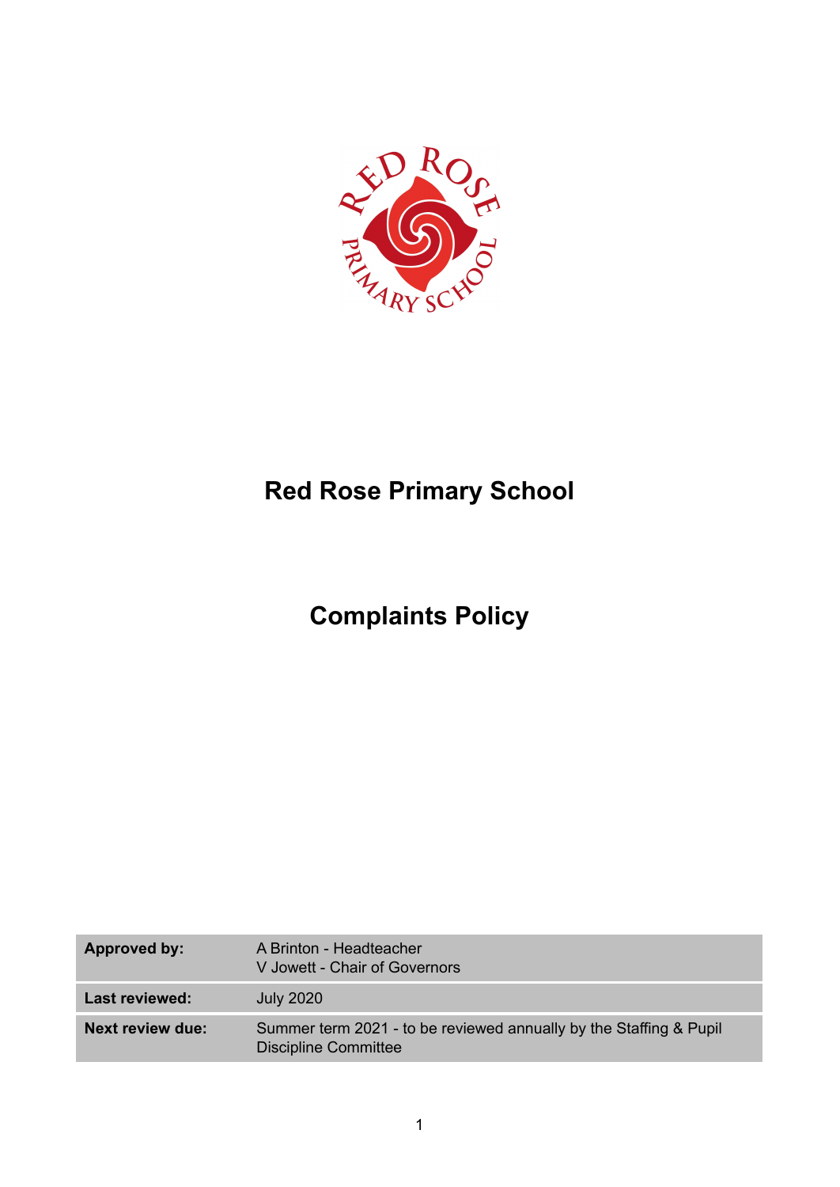# Red Rose Primary School

# Complaints Policy

| Approved by: | A Brinton - Headteacher<br>V Jowett - Chair of Governors |
|---|---|
| Last reviewed: | July 2020 |
| Next review due: | Summer term 2021 - to be reviewed annually by the Staffing & Pupil Discipline Committee |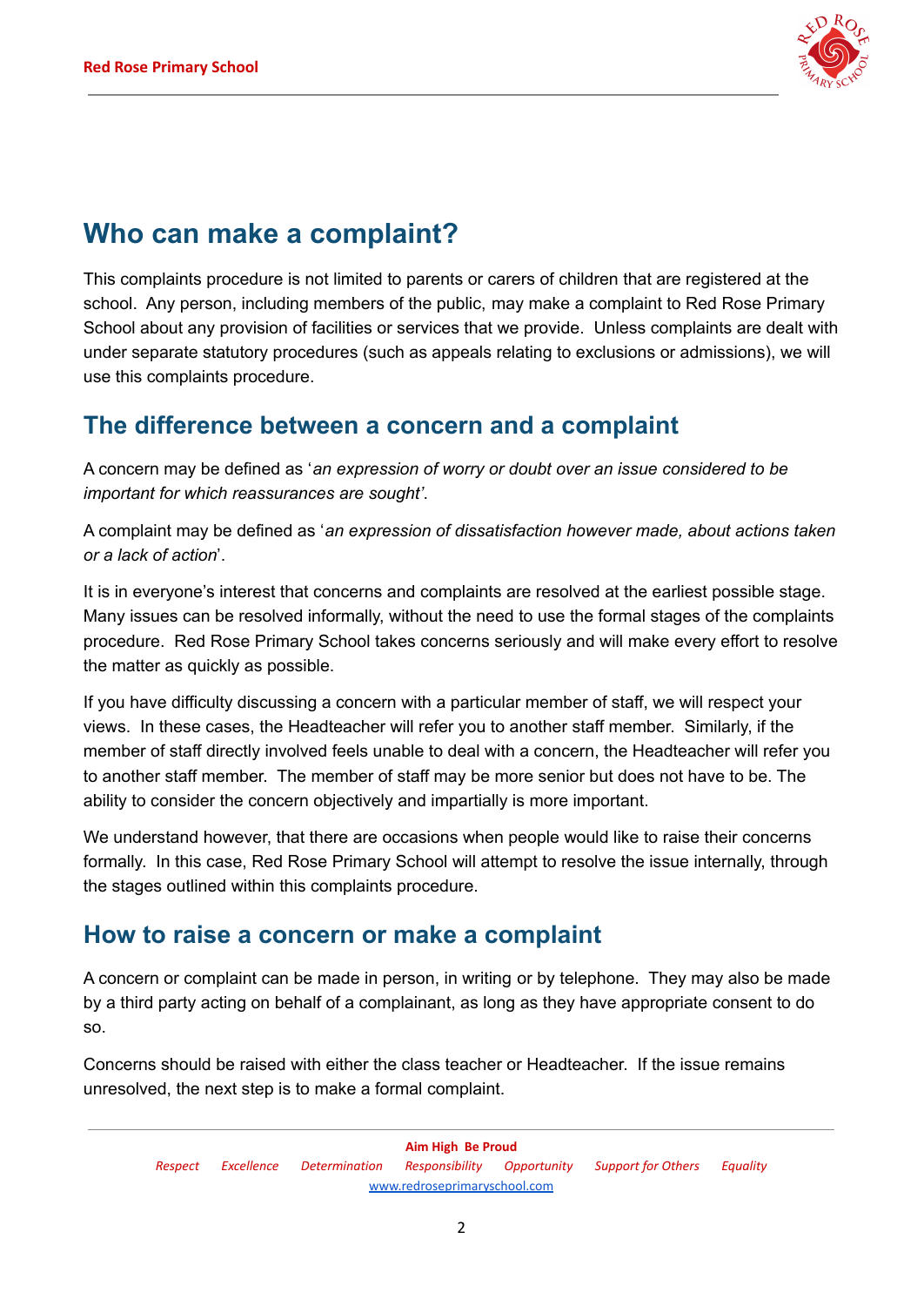## Who can make a complaint?

This complaints procedure is not limited to parents or carers of children that are registered at the school. Any person, including members of the public, may make a complaint to Red Rose Primary School about any provision of facilities or services that we provide. Unless complaints are dealt with under separate statutory procedures (such as appeals relating to exclusions or admissions), we will use this complaints procedure.

### The difference between a concern and a complaint

A concern may be defined as '*an expression of worry or doubt over an issue considered to be important for which reassurances are sought'*.

A complaint may be defined as '*an expression of dissatisfaction however made, about actions taken or a lack of action*'.

It is in everyone's interest that concerns and complaints are resolved at the earliest possible stage. Many issues can be resolved informally, without the need to use the formal stages of the complaints procedure. Red Rose Primary School takes concerns seriously and will make every effort to resolve the matter as quickly as possible.

If you have difficulty discussing a concern with a particular member of staff, we will respect your views. In these cases, the Headteacher will refer you to another staff member. Similarly, if the member of staff directly involved feels unable to deal with a concern, the Headteacher will refer you to another staff member. The member of staff may be more senior but does not have to be. The ability to consider the concern objectively and impartially is more important.

We understand however, that there are occasions when people would like to raise their concerns formally. In this case, Red Rose Primary School will attempt to resolve the issue internally, through the stages outlined within this complaints procedure.

### How to raise a concern or make a complaint

A concern or complaint can be made in person, in writing or by telephone. They may also be made by a third party acting on behalf of a complainant, as long as they have appropriate consent to do so.

Concerns should be raised with either the class teacher or Headteacher. If the issue remains unresolved, the next step is to make a formal complaint.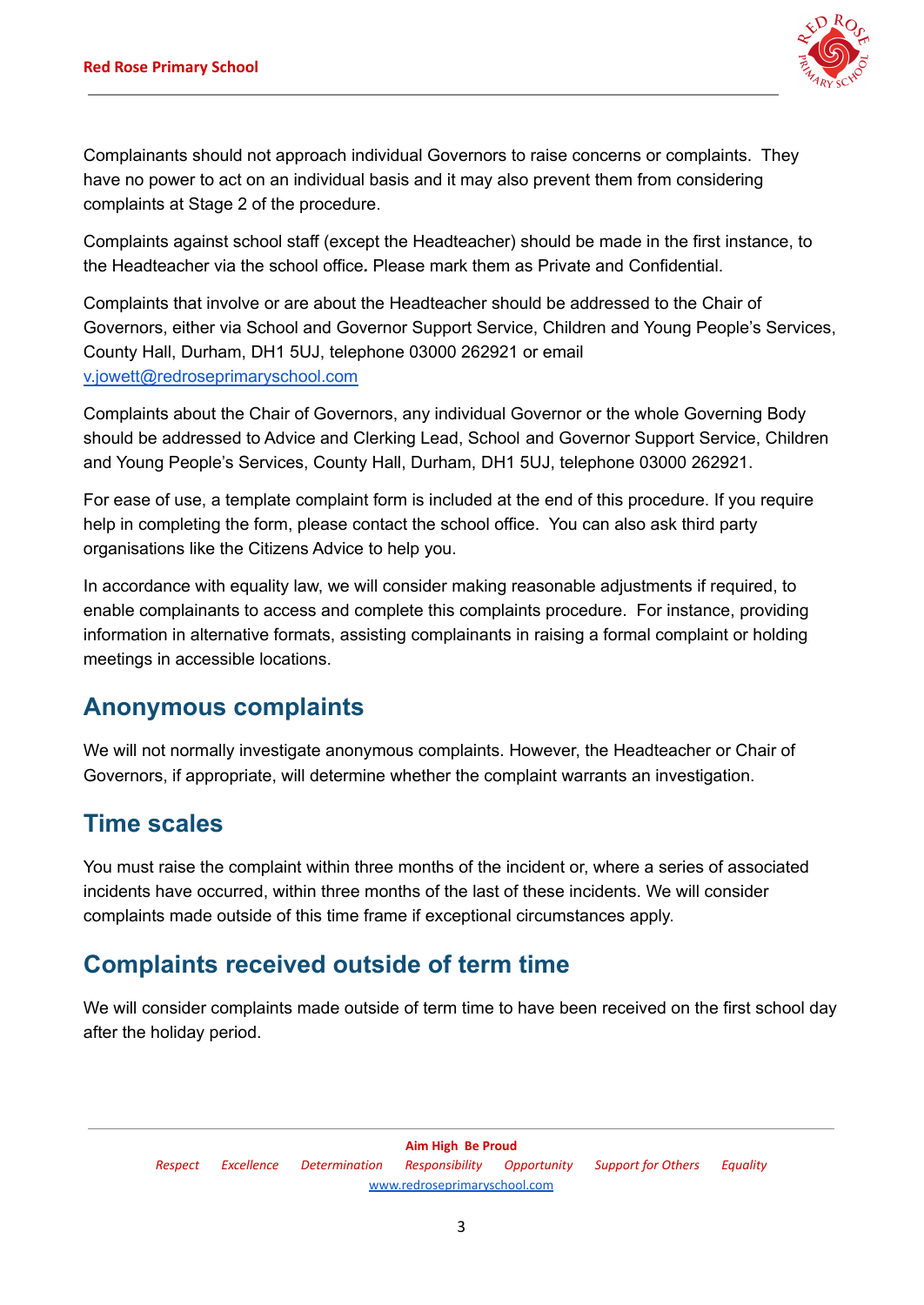Complainants should not approach individual Governors to raise concerns or complaints. They have no power to act on an individual basis and it may also prevent them from considering complaints at Stage 2 of the procedure.

Complaints against school staff (except the Headteacher) should be made in the first instance, to the Headteacher via the school office. Please mark them as Private and Confidential.

Complaints that involve or are about the Headteacher should be addressed to the Chair of Governors, either via School and Governor Support Service, Children and Young People's Services, County Hall, Durham, DH1 5UJ, telephone 03000 262921 or email v.jowett@redroseprimaryschool.com

Complaints about the Chair of Governors, any individual Governor or the whole Governing Body should be addressed to Advice and Clerking Lead, School and Governor Support Service, Children and Young People's Services, County Hall, Durham, DH1 5UJ, telephone 03000 262921.

For ease of use, a template complaint form is included at the end of this procedure. If you require help in completing the form, please contact the school office. You can also ask third party organisations like the Citizens Advice to help you.

In accordance with equality law, we will consider making reasonable adjustments if required, to enable complainants to access and complete this complaints procedure. For instance, providing information in alternative formats, assisting complainants in raising a formal complaint or holding meetings in accessible locations.

## Anonymous complaints

We will not normally investigate anonymous complaints. However, the Headteacher or Chair of Governors, if appropriate, will determine whether the complaint warrants an investigation.

## Time scales

You must raise the complaint within three months of the incident or, where a series of associated incidents have occurred, within three months of the last of these incidents. We will consider complaints made outside of this time frame if exceptional circumstances apply.

## Complaints received outside of term time

We will consider complaints made outside of term time to have been received on the first school day after the holiday period.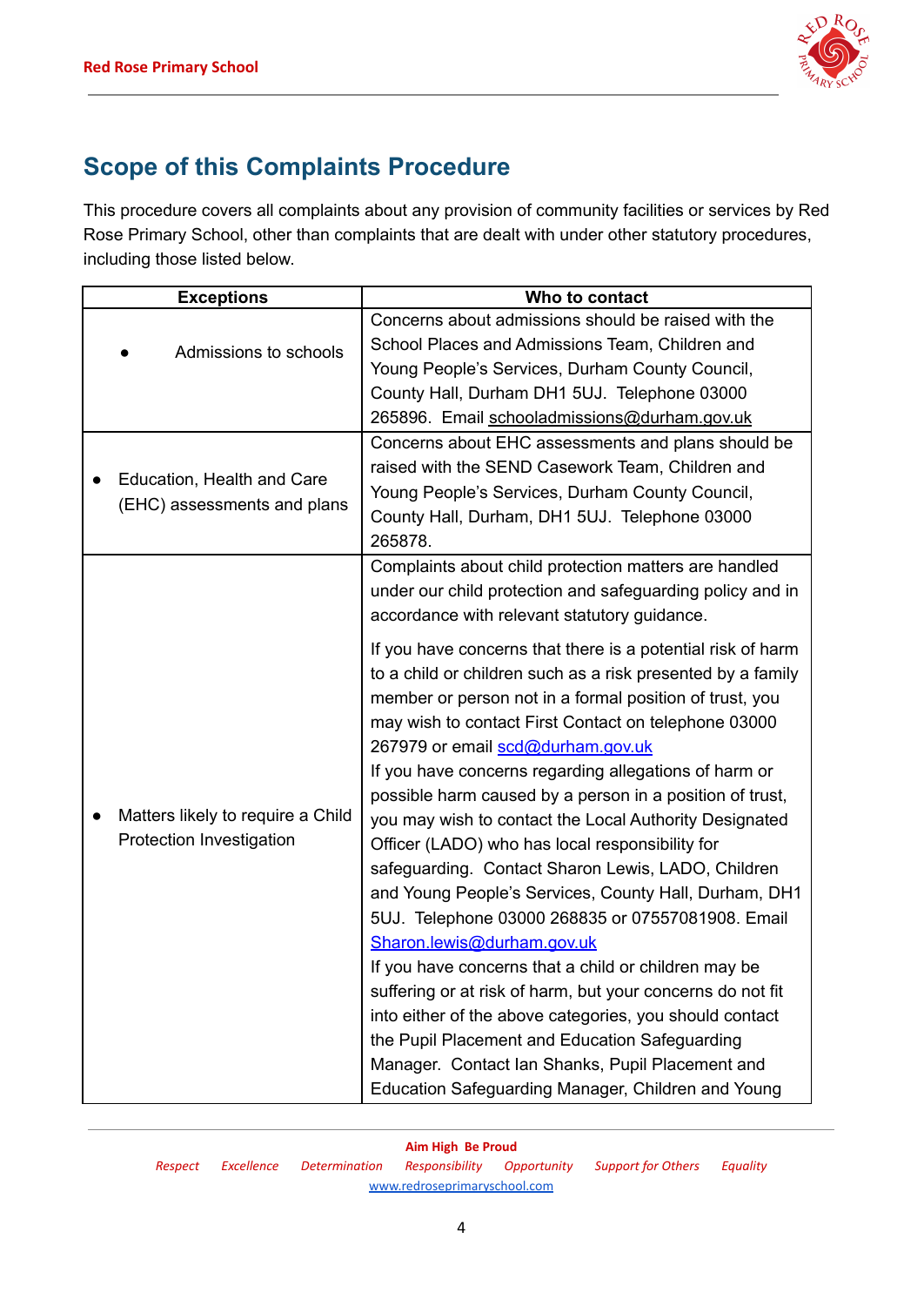## Scope of this Complaints Procedure

This procedure covers all complaints about any provision of community facilities or services by Red Rose Primary School, other than complaints that are dealt with under other statutory procedures, including those listed below.

| Exceptions | Who to contact |
|---|---|
| • Admissions to schools | Concerns about admissions should be raised with the School Places and Admissions Team, Children and Young People's Services, Durham County Council, County Hall, Durham DH1 5UJ. Telephone 03000 265896. Email schooladmissions@durham.gov.uk |
| • Education, Health and Care (EHC) assessments and plans | Concerns about EHC assessments and plans should be raised with the SEND Casework Team, Children and Young People's Services, Durham County Council, County Hall, Durham, DH1 5UJ. Telephone 03000 265878. |
| • Matters likely to require a Child Protection Investigation | Complaints about child protection matters are handled under our child protection and safeguarding policy and in accordance with relevant statutory guidance.<br><br>If you have concerns that there is a potential risk of harm to a child or children such as a risk presented by a family member or person not in a formal position of trust, you may wish to contact First Contact on telephone 03000 267979 or email scd@durham.gov.uk<br>If you have concerns regarding allegations of harm or possible harm caused by a person in a position of trust, you may wish to contact the Local Authority Designated Officer (LADO) who has local responsibility for safeguarding. Contact Sharon Lewis, LADO, Children and Young People's Services, County Hall, Durham, DH1 5UJ. Telephone 03000 268835 or 07557081908. Email Sharon.lewis@durham.gov.uk<br>If you have concerns that a child or children may be suffering or at risk of harm, but your concerns do not fit into either of the above categories, you should contact the Pupil Placement and Education Safeguarding Manager. Contact Ian Shanks, Pupil Placement and Education Safeguarding Manager, Children and Young |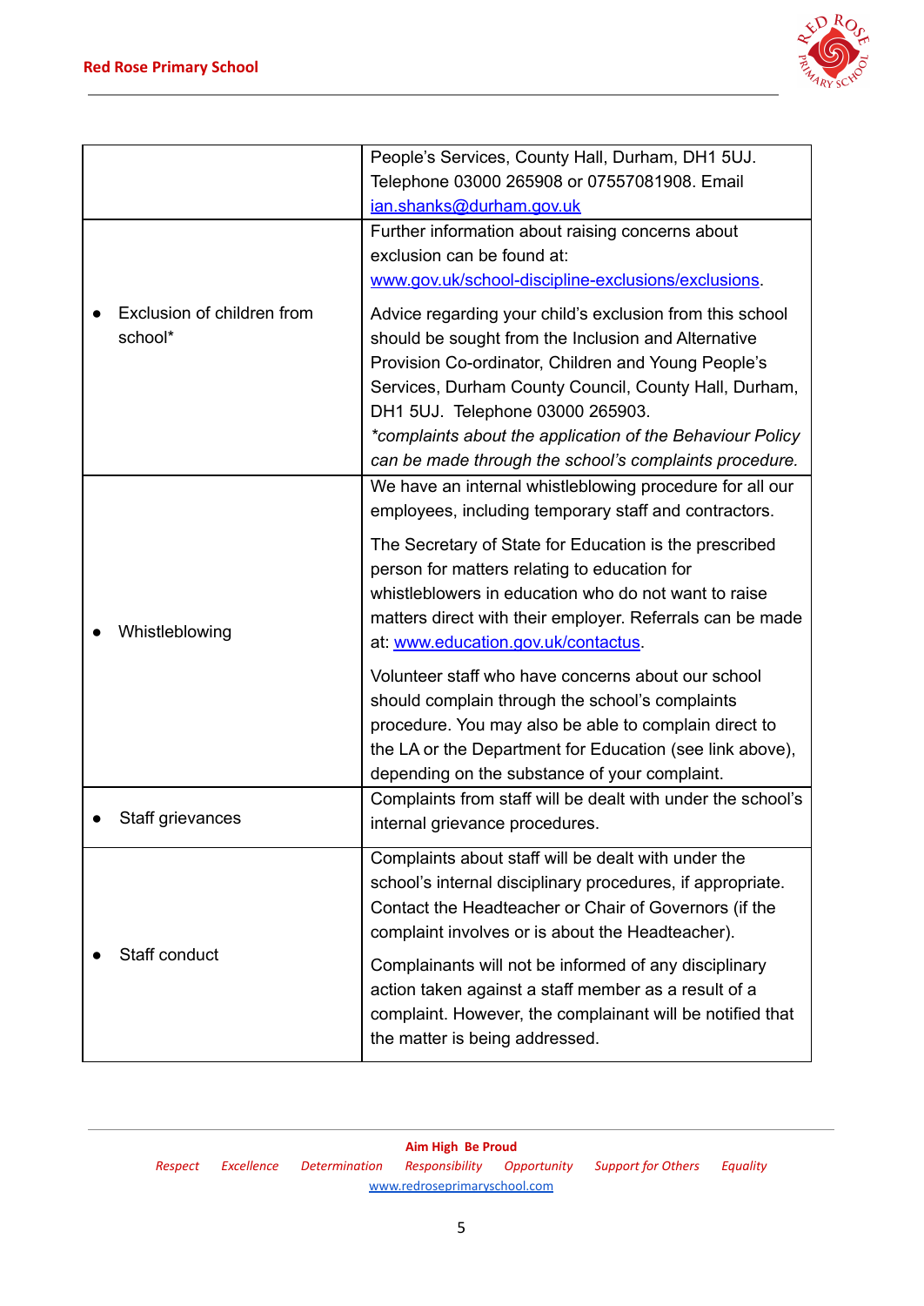| | |
|---|---|
| | People's Services, County Hall, Durham, DH1 5UJ. Telephone 03000 265908 or 07557081908. Email [ian.shanks@durham.gov.uk](mailto:ian.shanks@durham.gov.uk) |
| • Exclusion of children from school* | Further information about raising concerns about exclusion can be found at: [www.gov.uk/school-discipline-exclusions/exclusions](http://www.gov.uk/school-discipline-exclusions/exclusions).<br><br>Advice regarding your child's exclusion from this school should be sought from the Inclusion and Alternative Provision Co-ordinator, Children and Young People's Services, Durham County Council, County Hall, Durham, DH1 5UJ. Telephone 03000 265903.<br>*\*complaints about the application of the Behaviour Policy can be made through the school's complaints procedure.* |
| • Whistleblowing | We have an internal whistleblowing procedure for all our employees, including temporary staff and contractors.<br><br>The Secretary of State for Education is the prescribed person for matters relating to education for whistleblowers in education who do not want to raise matters direct with their employer. Referrals can be made at: [www.education.gov.uk/contactus](http://www.education.gov.uk/contactus).<br><br>Volunteer staff who have concerns about our school should complain through the school's complaints procedure. You may also be able to complain direct to the LA or the Department for Education (see link above), depending on the substance of your complaint. |
| • Staff grievances | Complaints from staff will be dealt with under the school's internal grievance procedures. |
| • Staff conduct | Complaints about staff will be dealt with under the school's internal disciplinary procedures, if appropriate. Contact the Headteacher or Chair of Governors (if the complaint involves or is about the Headteacher).<br><br>Complainants will not be informed of any disciplinary action taken against a staff member as a result of a complaint. However, the complainant will be notified that the matter is being addressed. |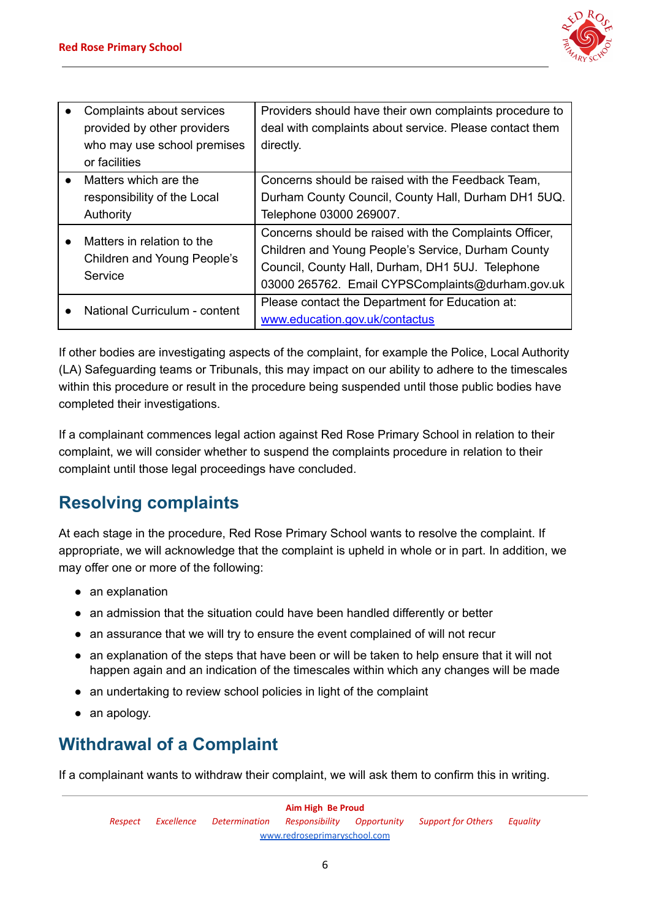| | |
|---|---|
| • Complaints about services provided by other providers who may use school premises or facilities | Providers should have their own complaints procedure to deal with complaints about service. Please contact them directly. |
| • Matters which are the responsibility of the Local Authority | Concerns should be raised with the Feedback Team, Durham County Council, County Hall, Durham DH1 5UQ. Telephone 03000 269007. |
| • Matters in relation to the Children and Young People's Service | Concerns should be raised with the Complaints Officer, Children and Young People's Service, Durham County Council, County Hall, Durham, DH1 5UJ. Telephone 03000 265762. Email CYPSComplaints@durham.gov.uk |
| • National Curriculum - content | Please contact the Department for Education at: [www.education.gov.uk/contactus](www.education.gov.uk/contactus) |

If other bodies are investigating aspects of the complaint, for example the Police, Local Authority (LA) Safeguarding teams or Tribunals, this may impact on our ability to adhere to the timescales within this procedure or result in the procedure being suspended until those public bodies have completed their investigations.

If a complainant commences legal action against Red Rose Primary School in relation to their complaint, we will consider whether to suspend the complaints procedure in relation to their complaint until those legal proceedings have concluded.

## Resolving complaints

At each stage in the procedure, Red Rose Primary School wants to resolve the complaint. If appropriate, we will acknowledge that the complaint is upheld in whole or in part. In addition, we may offer one or more of the following:

- an explanation
- an admission that the situation could have been handled differently or better
- an assurance that we will try to ensure the event complained of will not recur
- an explanation of the steps that have been or will be taken to help ensure that it will not happen again and an indication of the timescales within which any changes will be made
- an undertaking to review school policies in light of the complaint
- an apology.

## Withdrawal of a Complaint

If a complainant wants to withdraw their complaint, we will ask them to confirm this in writing.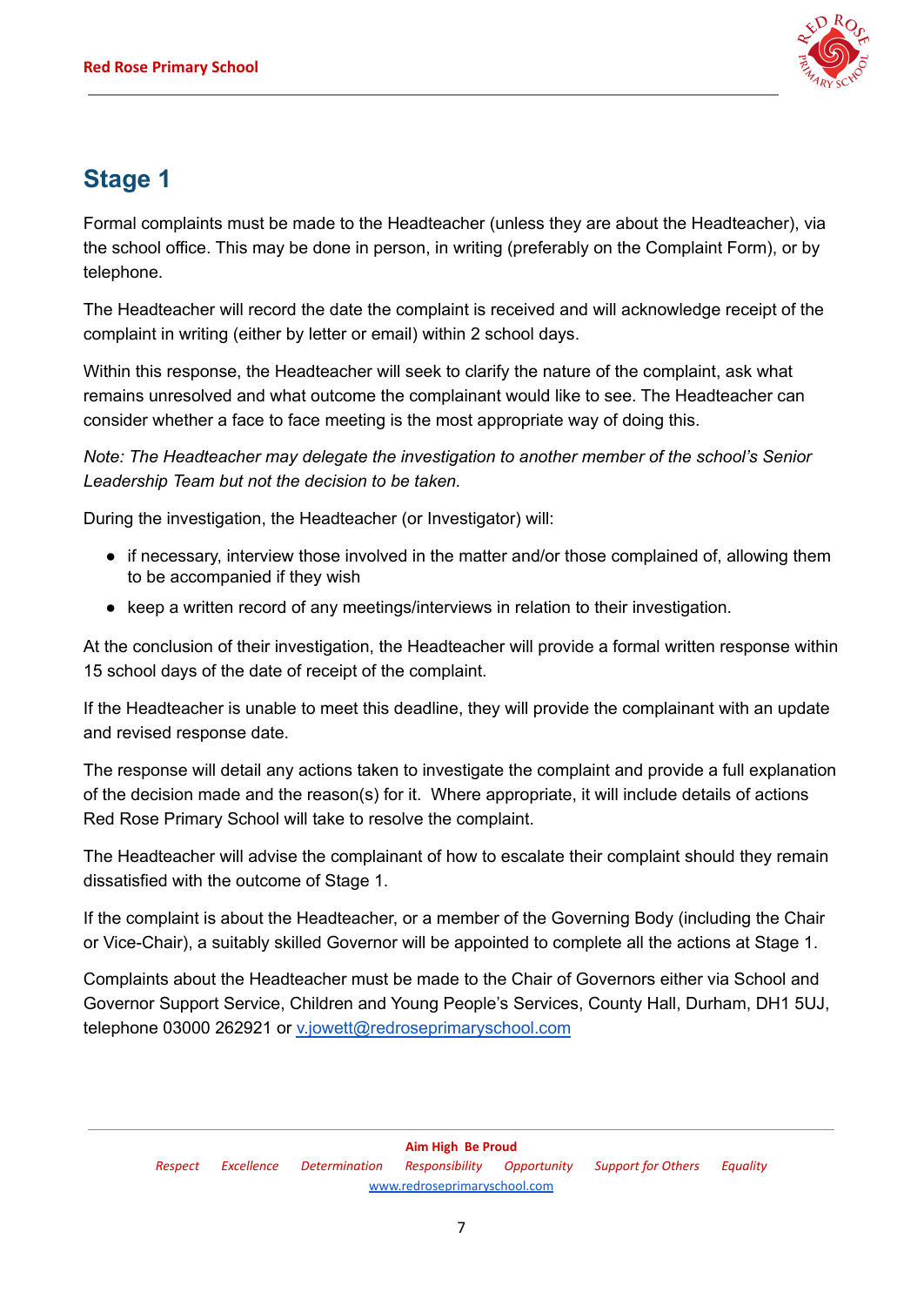## Stage 1

Formal complaints must be made to the Headteacher (unless they are about the Headteacher), via the school office. This may be done in person, in writing (preferably on the Complaint Form), or by telephone.

The Headteacher will record the date the complaint is received and will acknowledge receipt of the complaint in writing (either by letter or email) within 2 school days.

Within this response, the Headteacher will seek to clarify the nature of the complaint, ask what remains unresolved and what outcome the complainant would like to see. The Headteacher can consider whether a face to face meeting is the most appropriate way of doing this.

*Note: The Headteacher may delegate the investigation to another member of the school's Senior Leadership Team but not the decision to be taken.*

During the investigation, the Headteacher (or Investigator) will:

- if necessary, interview those involved in the matter and/or those complained of, allowing them to be accompanied if they wish
- keep a written record of any meetings/interviews in relation to their investigation.

At the conclusion of their investigation, the Headteacher will provide a formal written response within 15 school days of the date of receipt of the complaint.

If the Headteacher is unable to meet this deadline, they will provide the complainant with an update and revised response date.

The response will detail any actions taken to investigate the complaint and provide a full explanation of the decision made and the reason(s) for it. Where appropriate, it will include details of actions Red Rose Primary School will take to resolve the complaint.

The Headteacher will advise the complainant of how to escalate their complaint should they remain dissatisfied with the outcome of Stage 1.

If the complaint is about the Headteacher, or a member of the Governing Body (including the Chair or Vice-Chair), a suitably skilled Governor will be appointed to complete all the actions at Stage 1.

Complaints about the Headteacher must be made to the Chair of Governors either via School and Governor Support Service, Children and Young People's Services, County Hall, Durham, DH1 5UJ, telephone 03000 262921 or [v.jowett@redroseprimaryschool.com](mailto:v.jowett@redroseprimaryschool.com)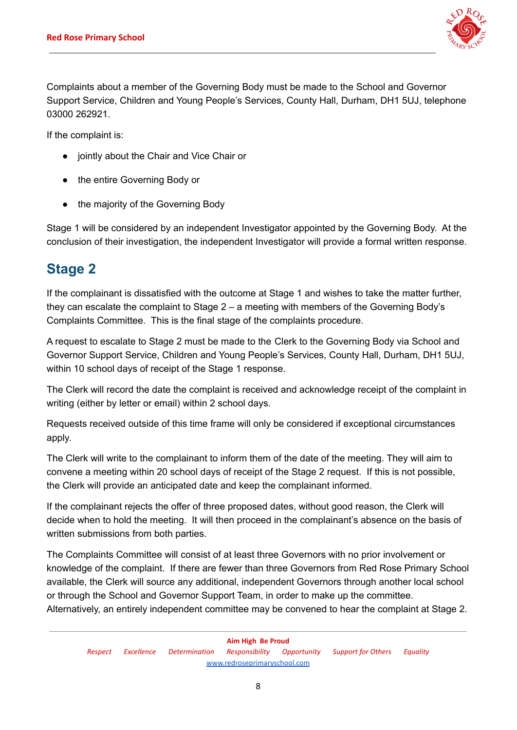Complaints about a member of the Governing Body must be made to the School and Governor Support Service, Children and Young People's Services, County Hall, Durham, DH1 5UJ, telephone 03000 262921.

If the complaint is:

- jointly about the Chair and Vice Chair or
- the entire Governing Body or
- the majority of the Governing Body

Stage 1 will be considered by an independent Investigator appointed by the Governing Body. At the conclusion of their investigation, the independent Investigator will provide a formal written response.

## Stage 2

If the complainant is dissatisfied with the outcome at Stage 1 and wishes to take the matter further, they can escalate the complaint to Stage 2 – a meeting with members of the Governing Body's Complaints Committee. This is the final stage of the complaints procedure.

A request to escalate to Stage 2 must be made to the Clerk to the Governing Body via School and Governor Support Service, Children and Young People's Services, County Hall, Durham, DH1 5UJ, within 10 school days of receipt of the Stage 1 response.

The Clerk will record the date the complaint is received and acknowledge receipt of the complaint in writing (either by letter or email) within 2 school days.

Requests received outside of this time frame will only be considered if exceptional circumstances apply.

The Clerk will write to the complainant to inform them of the date of the meeting. They will aim to convene a meeting within 20 school days of receipt of the Stage 2 request. If this is not possible, the Clerk will provide an anticipated date and keep the complainant informed.

If the complainant rejects the offer of three proposed dates, without good reason, the Clerk will decide when to hold the meeting. It will then proceed in the complainant's absence on the basis of written submissions from both parties.

The Complaints Committee will consist of at least three Governors with no prior involvement or knowledge of the complaint. If there are fewer than three Governors from Red Rose Primary School available, the Clerk will source any additional, independent Governors through another local school or through the School and Governor Support Team, in order to make up the committee. Alternatively, an entirely independent committee may be convened to hear the complaint at Stage 2.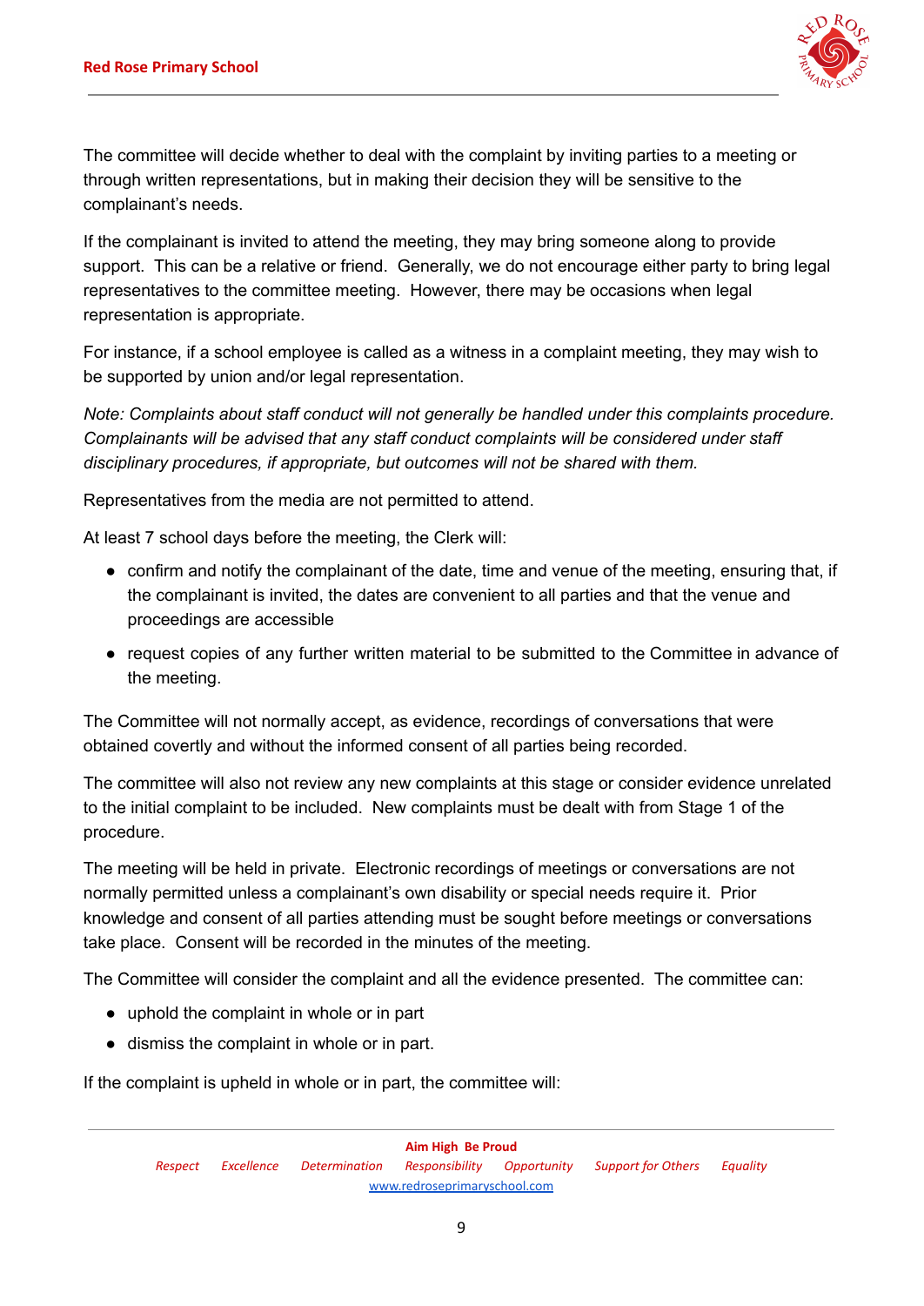The committee will decide whether to deal with the complaint by inviting parties to a meeting or through written representations, but in making their decision they will be sensitive to the complainant's needs.

If the complainant is invited to attend the meeting, they may bring someone along to provide support. This can be a relative or friend. Generally, we do not encourage either party to bring legal representatives to the committee meeting. However, there may be occasions when legal representation is appropriate.

For instance, if a school employee is called as a witness in a complaint meeting, they may wish to be supported by union and/or legal representation.

*Note: Complaints about staff conduct will not generally be handled under this complaints procedure. Complainants will be advised that any staff conduct complaints will be considered under staff disciplinary procedures, if appropriate, but outcomes will not be shared with them.*

Representatives from the media are not permitted to attend.

At least 7 school days before the meeting, the Clerk will:

- confirm and notify the complainant of the date, time and venue of the meeting, ensuring that, if the complainant is invited, the dates are convenient to all parties and that the venue and proceedings are accessible
- request copies of any further written material to be submitted to the Committee in advance of the meeting.

The Committee will not normally accept, as evidence, recordings of conversations that were obtained covertly and without the informed consent of all parties being recorded.

The committee will also not review any new complaints at this stage or consider evidence unrelated to the initial complaint to be included. New complaints must be dealt with from Stage 1 of the procedure.

The meeting will be held in private. Electronic recordings of meetings or conversations are not normally permitted unless a complainant's own disability or special needs require it. Prior knowledge and consent of all parties attending must be sought before meetings or conversations take place. Consent will be recorded in the minutes of the meeting.

The Committee will consider the complaint and all the evidence presented. The committee can:

- uphold the complaint in whole or in part
- dismiss the complaint in whole or in part.

If the complaint is upheld in whole or in part, the committee will: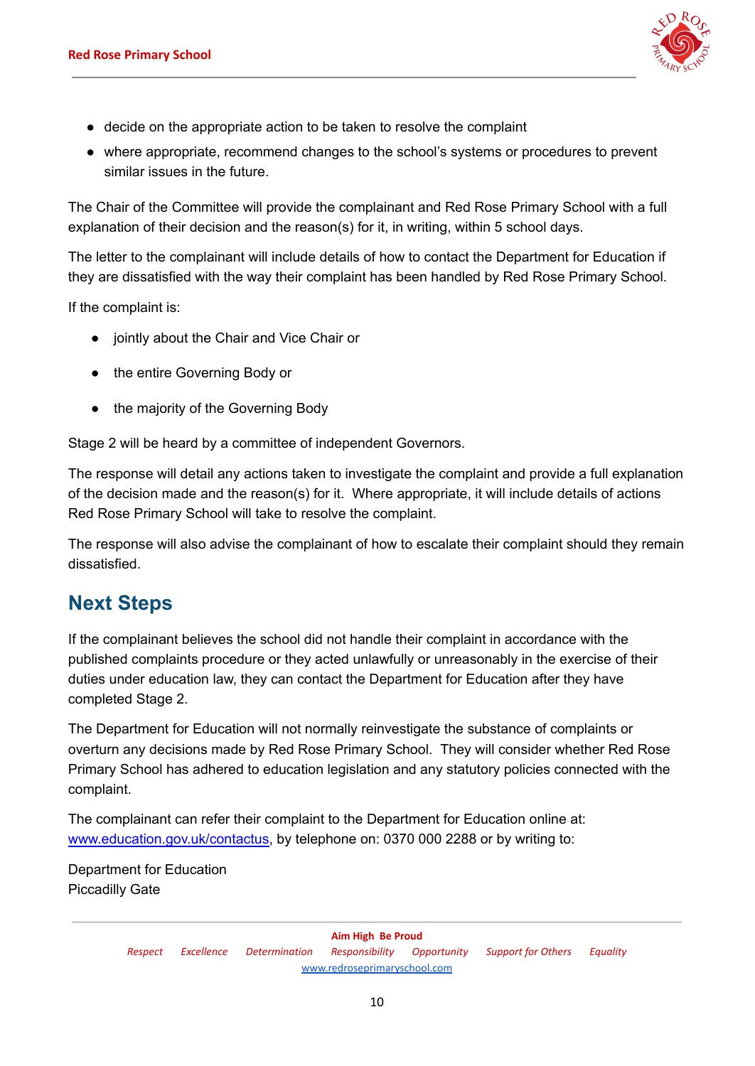- decide on the appropriate action to be taken to resolve the complaint
- where appropriate, recommend changes to the school's systems or procedures to prevent similar issues in the future.

The Chair of the Committee will provide the complainant and Red Rose Primary School with a full explanation of their decision and the reason(s) for it, in writing, within 5 school days.

The letter to the complainant will include details of how to contact the Department for Education if they are dissatisfied with the way their complaint has been handled by Red Rose Primary School.

If the complaint is:

- jointly about the Chair and Vice Chair or
- the entire Governing Body or
- the majority of the Governing Body

Stage 2 will be heard by a committee of independent Governors.

The response will detail any actions taken to investigate the complaint and provide a full explanation of the decision made and the reason(s) for it. Where appropriate, it will include details of actions Red Rose Primary School will take to resolve the complaint.

The response will also advise the complainant of how to escalate their complaint should they remain dissatisfied.

## Next Steps

If the complainant believes the school did not handle their complaint in accordance with the published complaints procedure or they acted unlawfully or unreasonably in the exercise of their duties under education law, they can contact the Department for Education after they have completed Stage 2.

The Department for Education will not normally reinvestigate the substance of complaints or overturn any decisions made by Red Rose Primary School. They will consider whether Red Rose Primary School has adhered to education legislation and any statutory policies connected with the complaint.

The complainant can refer their complaint to the Department for Education online at: www.education.gov.uk/contactus, by telephone on: 0370 000 2288 or by writing to:

Department for Education
Piccadilly Gate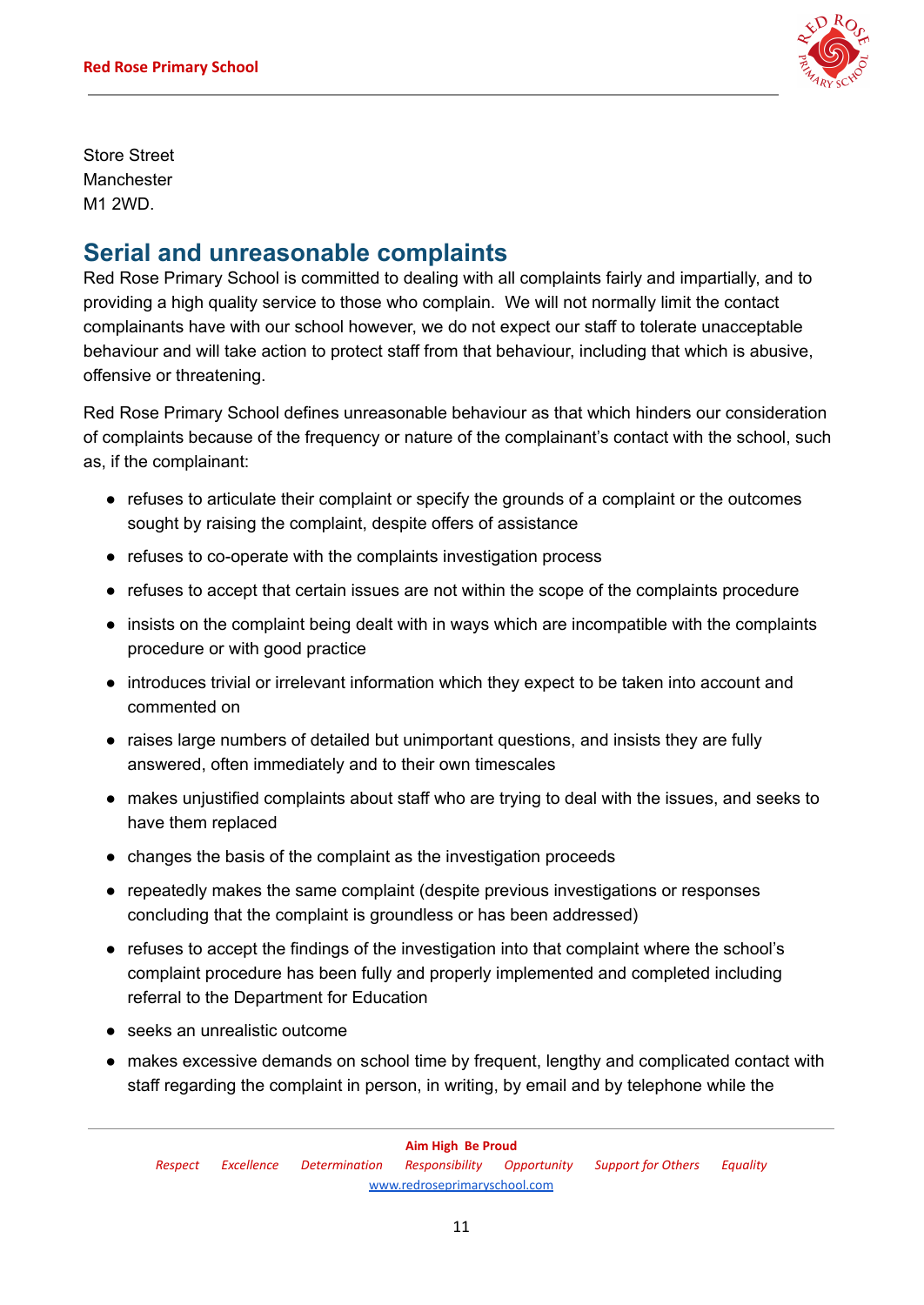Store Street
Manchester
M1 2WD.

## Serial and unreasonable complaints

Red Rose Primary School is committed to dealing with all complaints fairly and impartially, and to providing a high quality service to those who complain. We will not normally limit the contact complainants have with our school however, we do not expect our staff to tolerate unacceptable behaviour and will take action to protect staff from that behaviour, including that which is abusive, offensive or threatening.

Red Rose Primary School defines unreasonable behaviour as that which hinders our consideration of complaints because of the frequency or nature of the complainant's contact with the school, such as, if the complainant:

- refuses to articulate their complaint or specify the grounds of a complaint or the outcomes sought by raising the complaint, despite offers of assistance
- refuses to co-operate with the complaints investigation process
- refuses to accept that certain issues are not within the scope of the complaints procedure
- insists on the complaint being dealt with in ways which are incompatible with the complaints procedure or with good practice
- introduces trivial or irrelevant information which they expect to be taken into account and commented on
- raises large numbers of detailed but unimportant questions, and insists they are fully answered, often immediately and to their own timescales
- makes unjustified complaints about staff who are trying to deal with the issues, and seeks to have them replaced
- changes the basis of the complaint as the investigation proceeds
- repeatedly makes the same complaint (despite previous investigations or responses concluding that the complaint is groundless or has been addressed)
- refuses to accept the findings of the investigation into that complaint where the school's complaint procedure has been fully and properly implemented and completed including referral to the Department for Education
- seeks an unrealistic outcome
- makes excessive demands on school time by frequent, lengthy and complicated contact with staff regarding the complaint in person, in writing, by email and by telephone while the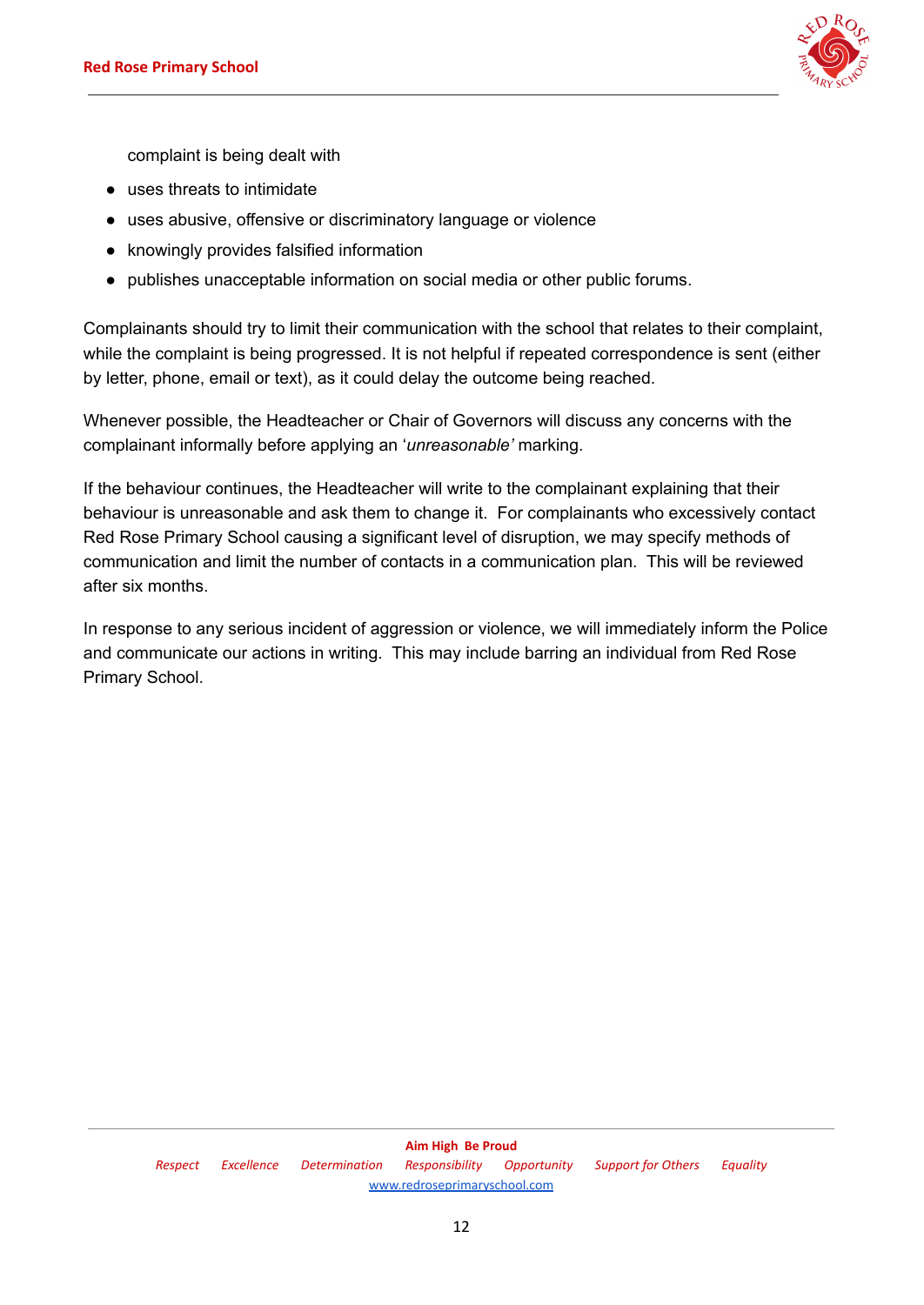complaint is being dealt with

- uses threats to intimidate
- uses abusive, offensive or discriminatory language or violence
- knowingly provides falsified information
- publishes unacceptable information on social media or other public forums.

Complainants should try to limit their communication with the school that relates to their complaint, while the complaint is being progressed. It is not helpful if repeated correspondence is sent (either by letter, phone, email or text), as it could delay the outcome being reached.

Whenever possible, the Headteacher or Chair of Governors will discuss any concerns with the complainant informally before applying an '*unreasonable'* marking.

If the behaviour continues, the Headteacher will write to the complainant explaining that their behaviour is unreasonable and ask them to change it. For complainants who excessively contact Red Rose Primary School causing a significant level of disruption, we may specify methods of communication and limit the number of contacts in a communication plan. This will be reviewed after six months.

In response to any serious incident of aggression or violence, we will immediately inform the Police and communicate our actions in writing. This may include barring an individual from Red Rose Primary School.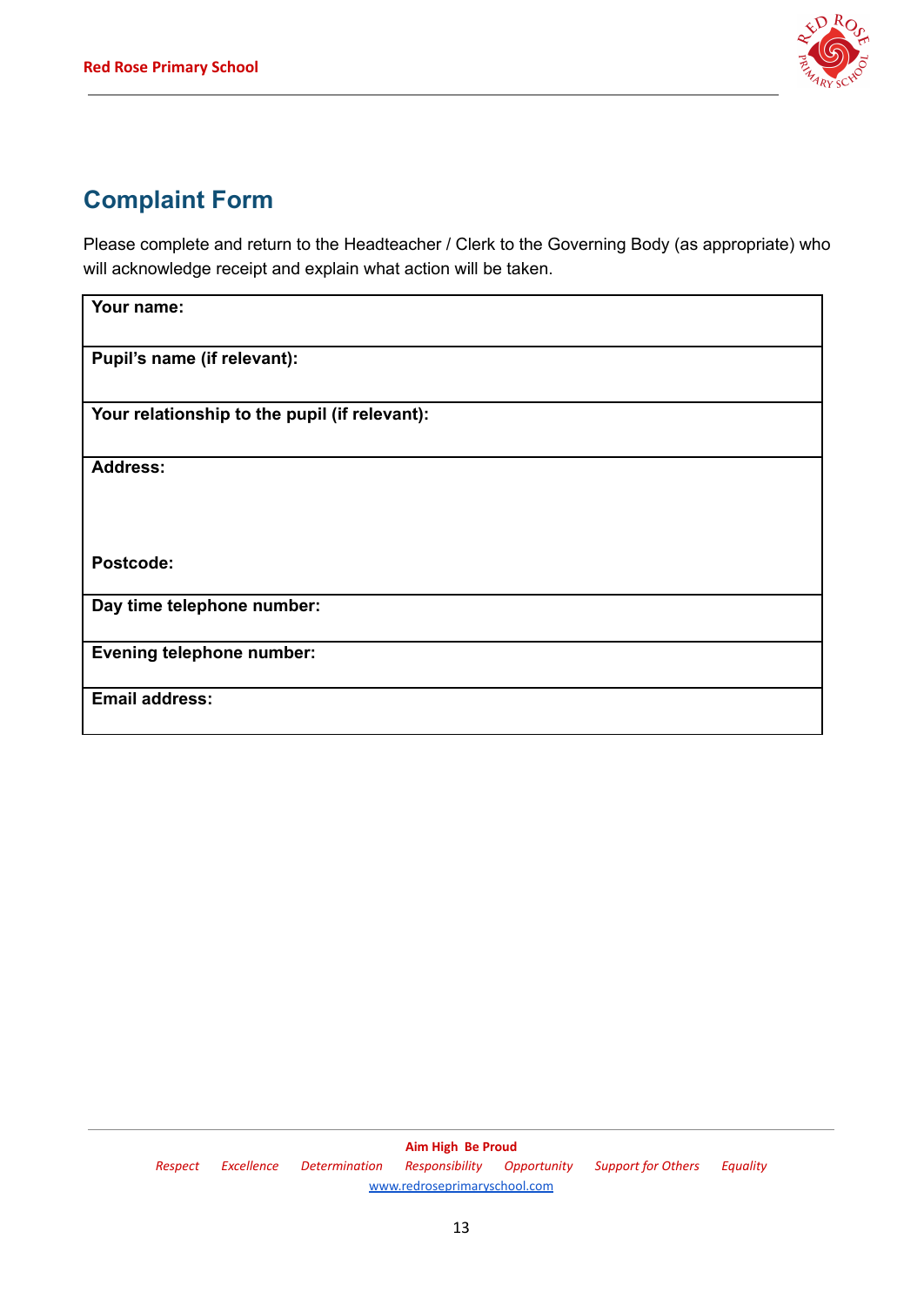## Complaint Form

Please complete and return to the Headteacher / Clerk to the Governing Body (as appropriate) who will acknowledge receipt and explain what action will be taken.

| **Your name:** |
|---|
| **Pupil's name (if relevant):** |
| **Your relationship to the pupil (if relevant):** |
| **Address:**<br><br><br>**Postcode:** |
| **Day time telephone number:** |
| **Evening telephone number:** |
| **Email address:** |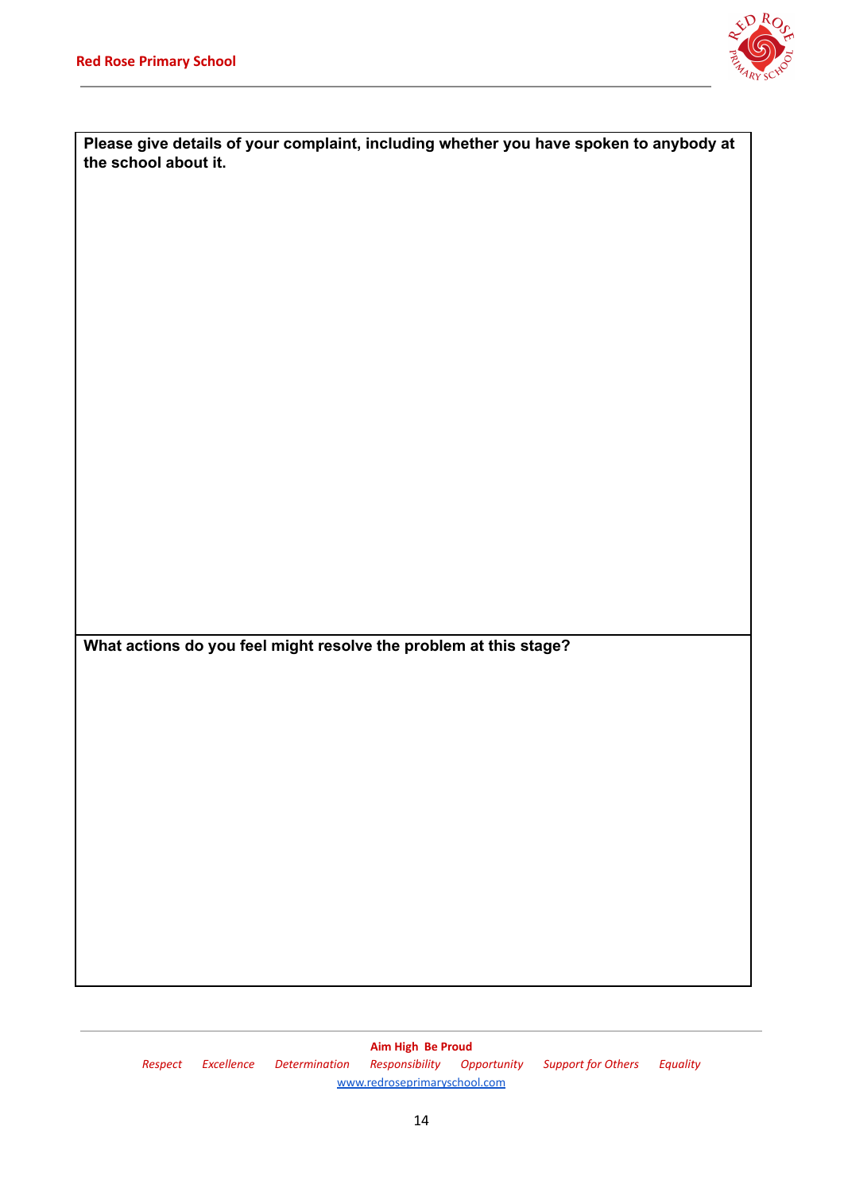| **Please give details of your complaint, including whether you have spoken to anybody at the school about it.** |
| --- |
| |
| **What actions do you feel might resolve the problem at this stage?** |
| |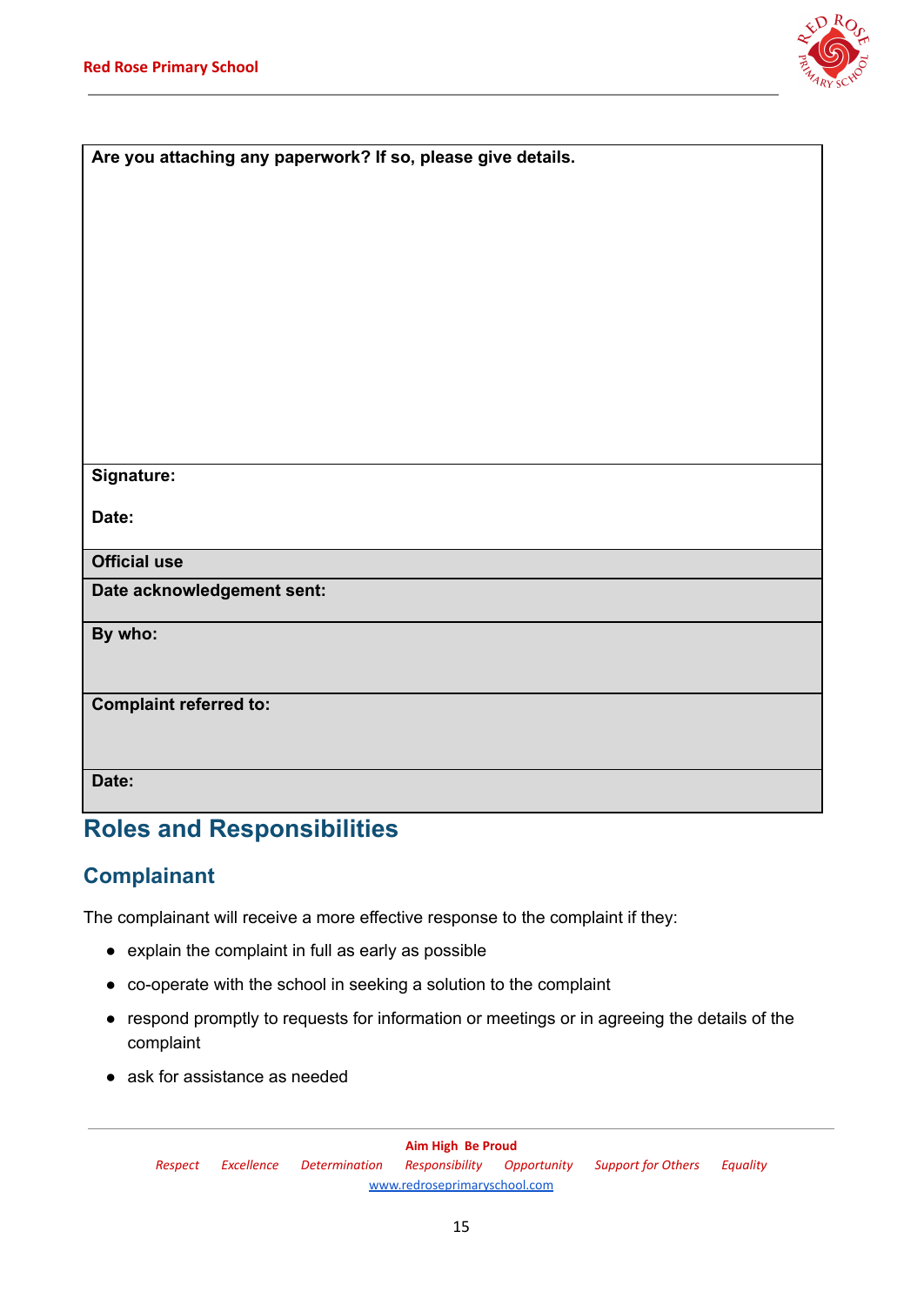| Are you attaching any paperwork? If so, please give details. |
|---|
| **Signature:**<br><br>**Date:** |
| **Official use** |
| **Date acknowledgement sent:** |
| **By who:** |
| **Complaint referred to:** |
| **Date:** |

## Roles and Responsibilities

### Complainant

The complainant will receive a more effective response to the complaint if they:

- explain the complaint in full as early as possible
- co-operate with the school in seeking a solution to the complaint
- respond promptly to requests for information or meetings or in agreeing the details of the complaint
- ask for assistance as needed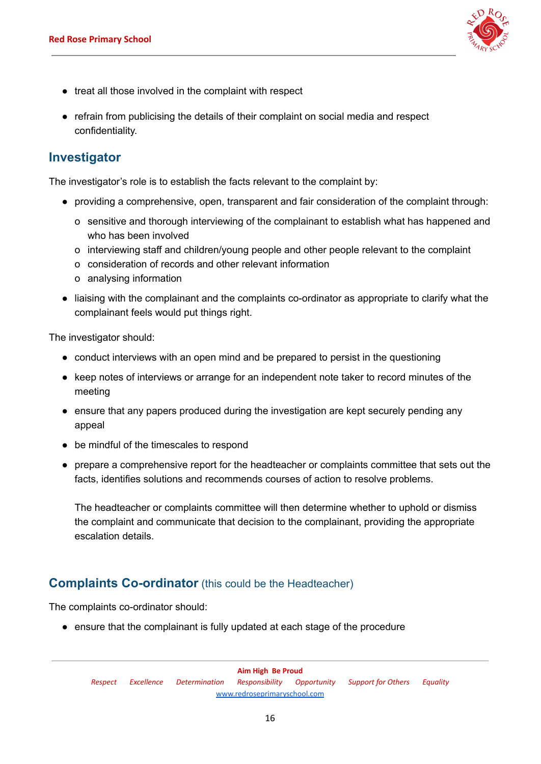- treat all those involved in the complaint with respect
- refrain from publicising the details of their complaint on social media and respect confidentiality.

## Investigator

The investigator's role is to establish the facts relevant to the complaint by:

- providing a comprehensive, open, transparent and fair consideration of the complaint through:
  - sensitive and thorough interviewing of the complainant to establish what has happened and who has been involved
  - interviewing staff and children/young people and other people relevant to the complaint
  - consideration of records and other relevant information
  - analysing information
- liaising with the complainant and the complaints co-ordinator as appropriate to clarify what the complainant feels would put things right.

The investigator should:

- conduct interviews with an open mind and be prepared to persist in the questioning
- keep notes of interviews or arrange for an independent note taker to record minutes of the meeting
- ensure that any papers produced during the investigation are kept securely pending any appeal
- be mindful of the timescales to respond
- prepare a comprehensive report for the headteacher or complaints committee that sets out the facts, identifies solutions and recommends courses of action to resolve problems.

  The headteacher or complaints committee will then determine whether to uphold or dismiss the complaint and communicate that decision to the complainant, providing the appropriate escalation details.

## Complaints Co-ordinator (this could be the Headteacher)

The complaints co-ordinator should:

- ensure that the complainant is fully updated at each stage of the procedure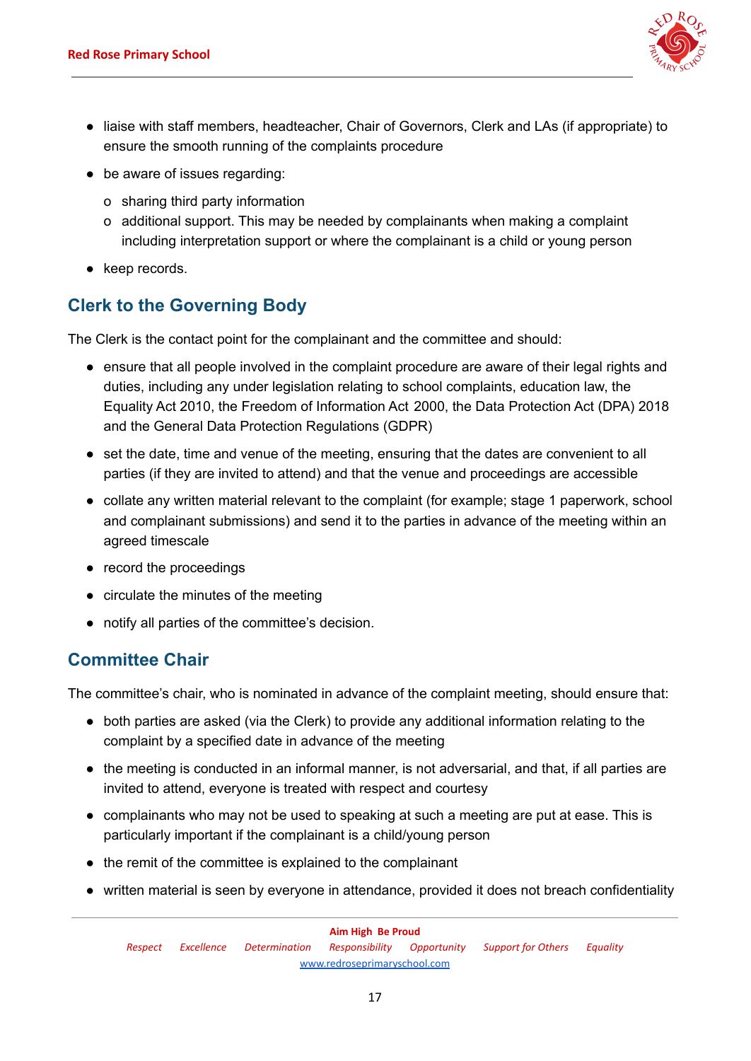- liaise with staff members, headteacher, Chair of Governors, Clerk and LAs (if appropriate) to ensure the smooth running of the complaints procedure
- be aware of issues regarding:
  - sharing third party information
  - additional support. This may be needed by complainants when making a complaint including interpretation support or where the complainant is a child or young person
- keep records.

## Clerk to the Governing Body

The Clerk is the contact point for the complainant and the committee and should:

- ensure that all people involved in the complaint procedure are aware of their legal rights and duties, including any under legislation relating to school complaints, education law, the Equality Act 2010, the Freedom of Information Act 2000, the Data Protection Act (DPA) 2018 and the General Data Protection Regulations (GDPR)
- set the date, time and venue of the meeting, ensuring that the dates are convenient to all parties (if they are invited to attend) and that the venue and proceedings are accessible
- collate any written material relevant to the complaint (for example; stage 1 paperwork, school and complainant submissions) and send it to the parties in advance of the meeting within an agreed timescale
- record the proceedings
- circulate the minutes of the meeting
- notify all parties of the committee's decision.

## Committee Chair

The committee's chair, who is nominated in advance of the complaint meeting, should ensure that:

- both parties are asked (via the Clerk) to provide any additional information relating to the complaint by a specified date in advance of the meeting
- the meeting is conducted in an informal manner, is not adversarial, and that, if all parties are invited to attend, everyone is treated with respect and courtesy
- complainants who may not be used to speaking at such a meeting are put at ease. This is particularly important if the complainant is a child/young person
- the remit of the committee is explained to the complainant
- written material is seen by everyone in attendance, provided it does not breach confidentiality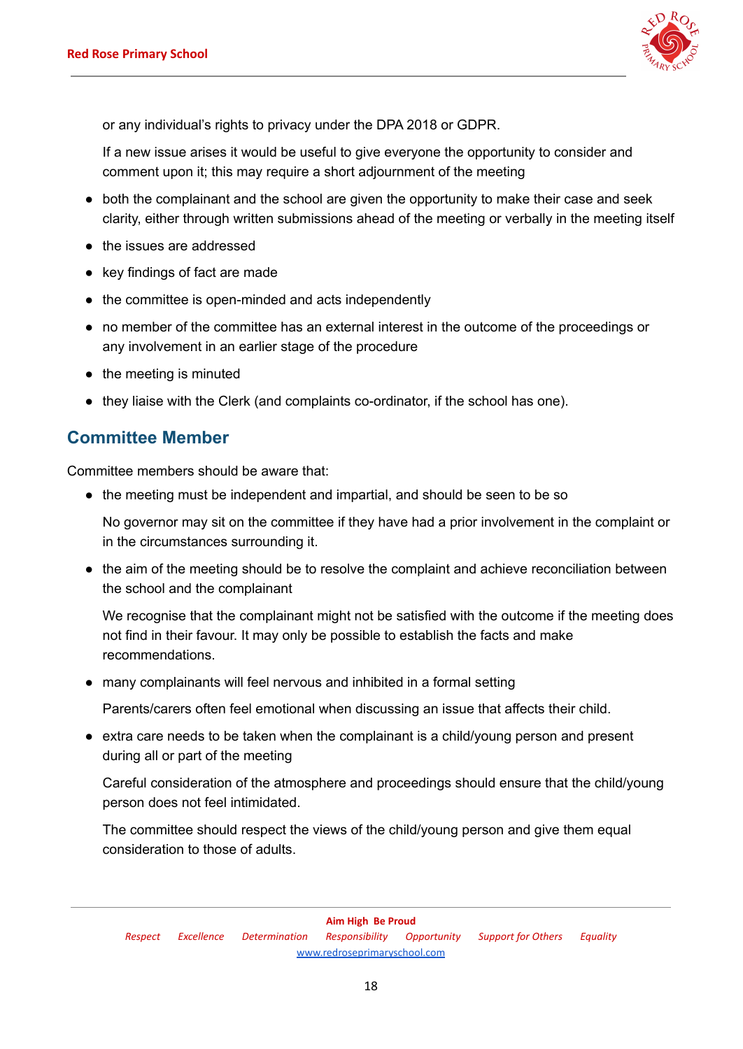or any individual's rights to privacy under the DPA 2018 or GDPR.

If a new issue arises it would be useful to give everyone the opportunity to consider and comment upon it; this may require a short adjournment of the meeting

- both the complainant and the school are given the opportunity to make their case and seek clarity, either through written submissions ahead of the meeting or verbally in the meeting itself
- the issues are addressed
- key findings of fact are made
- the committee is open-minded and acts independently
- no member of the committee has an external interest in the outcome of the proceedings or any involvement in an earlier stage of the procedure
- the meeting is minuted
- they liaise with the Clerk (and complaints co-ordinator, if the school has one).

## Committee Member

Committee members should be aware that:

- the meeting must be independent and impartial, and should be seen to be so

  No governor may sit on the committee if they have had a prior involvement in the complaint or in the circumstances surrounding it.

- the aim of the meeting should be to resolve the complaint and achieve reconciliation between the school and the complainant

  We recognise that the complainant might not be satisfied with the outcome if the meeting does not find in their favour. It may only be possible to establish the facts and make recommendations.

- many complainants will feel nervous and inhibited in a formal setting

  Parents/carers often feel emotional when discussing an issue that affects their child.

- extra care needs to be taken when the complainant is a child/young person and present during all or part of the meeting

  Careful consideration of the atmosphere and proceedings should ensure that the child/young person does not feel intimidated.

  The committee should respect the views of the child/young person and give them equal consideration to those of adults.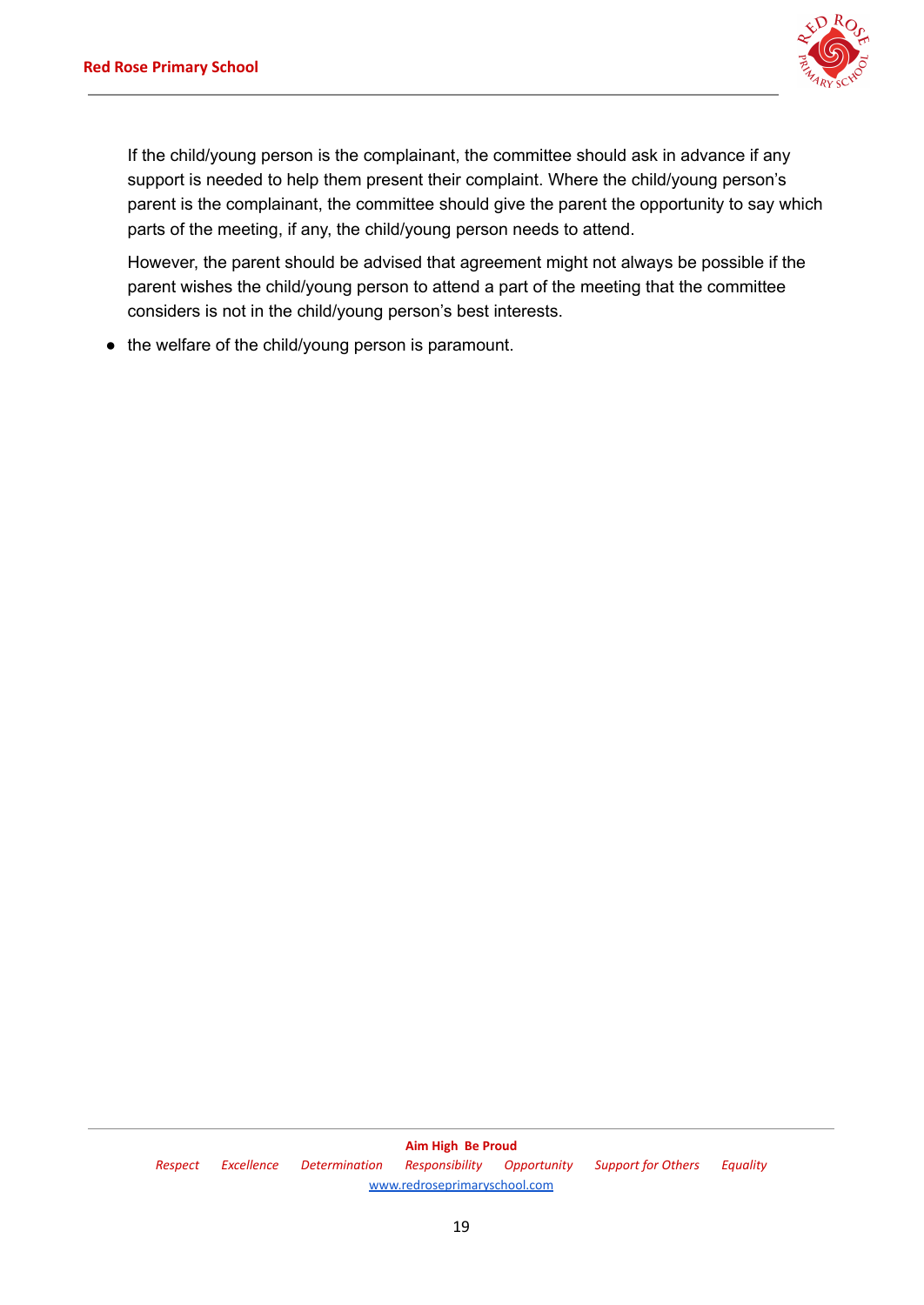If the child/young person is the complainant, the committee should ask in advance if any support is needed to help them present their complaint. Where the child/young person's parent is the complainant, the committee should give the parent the opportunity to say which parts of the meeting, if any, the child/young person needs to attend.

However, the parent should be advised that agreement might not always be possible if the parent wishes the child/young person to attend a part of the meeting that the committee considers is not in the child/young person's best interests.

- the welfare of the child/young person is paramount.